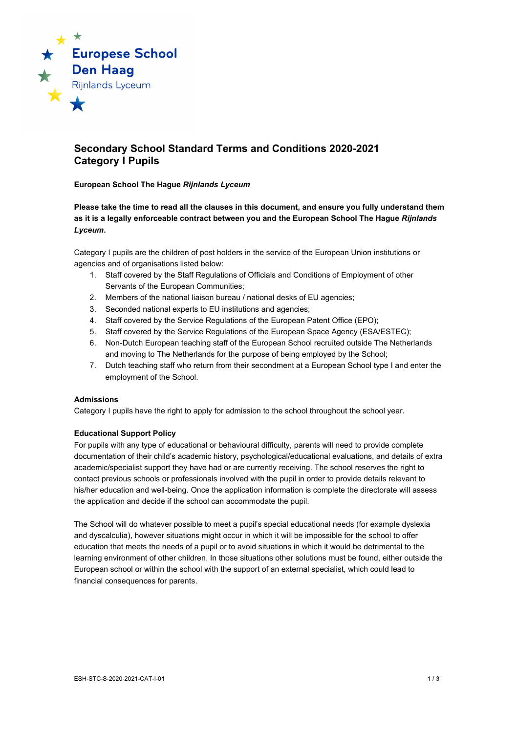Europese School Den Haag
Rijnlands Lyceum

# Secondary School Standard Terms and Conditions 2020-2021
# Category I Pupils

**European School The Hague *Rijnlands Lyceum***

**Please take the time to read all the clauses in this document, and ensure you fully understand them as it is a legally enforceable contract between you and the European School The Hague *Rijnlands Lyceum*.**

Category I pupils are the children of post holders in the service of the European Union institutions or agencies and of organisations listed below:

1. Staff covered by the Staff Regulations of Officials and Conditions of Employment of other Servants of the European Communities;
2. Members of the national liaison bureau / national desks of EU agencies;
3. Seconded national experts to EU institutions and agencies;
4. Staff covered by the Service Regulations of the European Patent Office (EPO);
5. Staff covered by the Service Regulations of the European Space Agency (ESA/ESTEC);
6. Non-Dutch European teaching staff of the European School recruited outside The Netherlands and moving to The Netherlands for the purpose of being employed by the School;
7. Dutch teaching staff who return from their secondment at a European School type I and enter the employment of the School.

**Admissions**

Category I pupils have the right to apply for admission to the school throughout the school year.

**Educational Support Policy**

For pupils with any type of educational or behavioural difficulty, parents will need to provide complete documentation of their child's academic history, psychological/educational evaluations, and details of extra academic/specialist support they have had or are currently receiving. The school reserves the right to contact previous schools or professionals involved with the pupil in order to provide details relevant to his/her education and well-being. Once the application information is complete the directorate will assess the application and decide if the school can accommodate the pupil.

The School will do whatever possible to meet a pupil's special educational needs (for example dyslexia and dyscalculia), however situations might occur in which it will be impossible for the school to offer education that meets the needs of a pupil or to avoid situations in which it would be detrimental to the learning environment of other children. In those situations other solutions must be found, either outside the European school or within the school with the support of an external specialist, which could lead to financial consequences for parents.

ESH-STC-S-2020-2021-CAT-I-01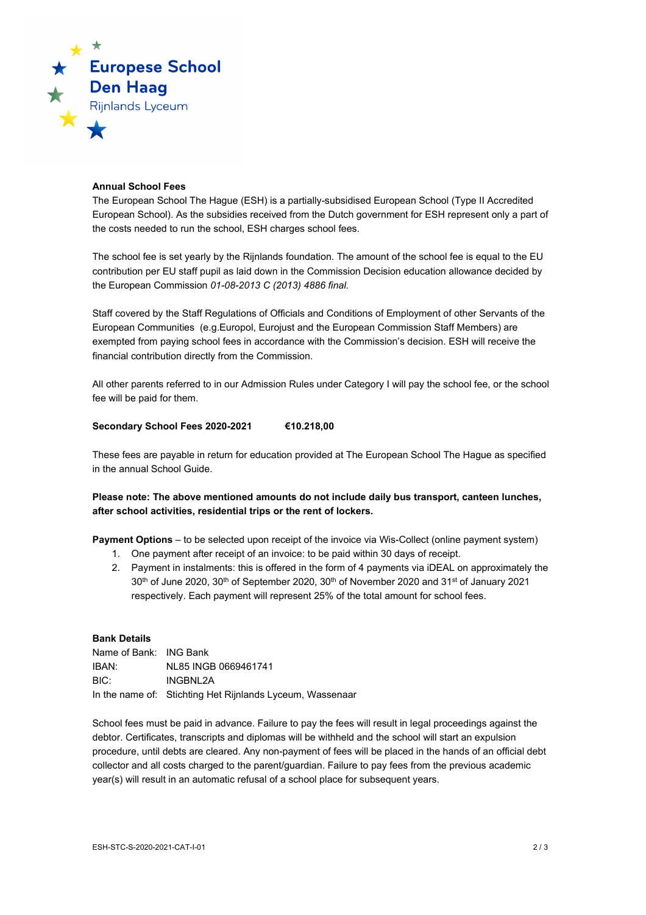**Annual School Fees**

The European School The Hague (ESH) is a partially-subsidised European School (Type II Accredited European School). As the subsidies received from the Dutch government for ESH represent only a part of the costs needed to run the school, ESH charges school fees.

The school fee is set yearly by the Rijnlands foundation. The amount of the school fee is equal to the EU contribution per EU staff pupil as laid down in the Commission Decision education allowance decided by the European Commission *01-08-2013 C (2013) 4886 final.*

Staff covered by the Staff Regulations of Officials and Conditions of Employment of other Servants of the European Communities (e.g.Europol, Eurojust and the European Commission Staff Members) are exempted from paying school fees in accordance with the Commission's decision. ESH will receive the financial contribution directly from the Commission.

All other parents referred to in our Admission Rules under Category I will pay the school fee, or the school fee will be paid for them.

**Secondary School Fees 2020-2021 €10.218,00**

These fees are payable in return for education provided at The European School The Hague as specified in the annual School Guide.

**Please note: The above mentioned amounts do not include daily bus transport, canteen lunches, after school activities, residential trips or the rent of lockers.**

**Payment Options** – to be selected upon receipt of the invoice via Wis-Collect (online payment system)

1. One payment after receipt of an invoice: to be paid within 30 days of receipt.
2. Payment in instalments: this is offered in the form of 4 payments via iDEAL on approximately the 30th of June 2020, 30th of September 2020, 30th of November 2020 and 31st of January 2021 respectively. Each payment will represent 25% of the total amount for school fees.

**Bank Details**

Name of Bank: ING Bank
IBAN: NL85 INGB 0669461741
BIC: INGBNL2A
In the name of: Stichting Het Rijnlands Lyceum, Wassenaar

School fees must be paid in advance. Failure to pay the fees will result in legal proceedings against the debtor. Certificates, transcripts and diplomas will be withheld and the school will start an expulsion procedure, until debts are cleared. Any non-payment of fees will be placed in the hands of an official debt collector and all costs charged to the parent/guardian. Failure to pay fees from the previous academic year(s) will result in an automatic refusal of a school place for subsequent years.

ESH-STC-S-2020-2021-CAT-I-01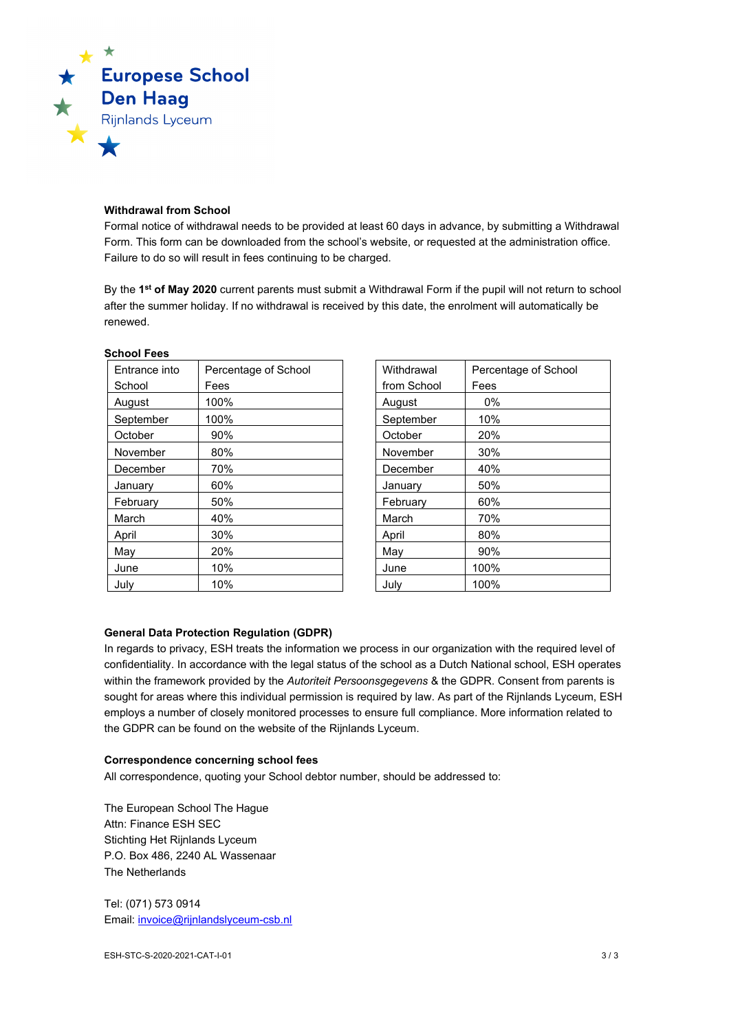Europese School Den Haag
Rijnlands Lyceum

**Withdrawal from School**

Formal notice of withdrawal needs to be provided at least 60 days in advance, by submitting a Withdrawal Form. This form can be downloaded from the school's website, or requested at the administration office. Failure to do so will result in fees continuing to be charged.

By the **1st of May 2020** current parents must submit a Withdrawal Form if the pupil will not return to school after the summer holiday. If no withdrawal is received by this date, the enrolment will automatically be renewed.

**School Fees**

| Entrance into School | Percentage of School Fees |
|---|---|
| August | 100% |
| September | 100% |
| October | 90% |
| November | 80% |
| December | 70% |
| January | 60% |
| February | 50% |
| March | 40% |
| April | 30% |
| May | 20% |
| June | 10% |
| July | 10% |

| Withdrawal from School | Percentage of School Fees |
|---|---|
| August | 0% |
| September | 10% |
| October | 20% |
| November | 30% |
| December | 40% |
| January | 50% |
| February | 60% |
| March | 70% |
| April | 80% |
| May | 90% |
| June | 100% |
| July | 100% |

**General Data Protection Regulation (GDPR)**

In regards to privacy, ESH treats the information we process in our organization with the required level of confidentiality. In accordance with the legal status of the school as a Dutch National school, ESH operates within the framework provided by the *Autoriteit Persoonsgegevens* & the GDPR. Consent from parents is sought for areas where this individual permission is required by law. As part of the Rijnlands Lyceum, ESH employs a number of closely monitored processes to ensure full compliance. More information related to the GDPR can be found on the website of the Rijnlands Lyceum.

**Correspondence concerning school fees**

All correspondence, quoting your School debtor number, should be addressed to:

The European School The Hague
Attn: Finance ESH SEC
Stichting Het Rijnlands Lyceum
P.O. Box 486, 2240 AL Wassenaar
The Netherlands

Tel: (071) 573 0914
Email: invoice@rijnlandslyceum-csb.nl

ESH-STC-S-2020-2021-CAT-I-01